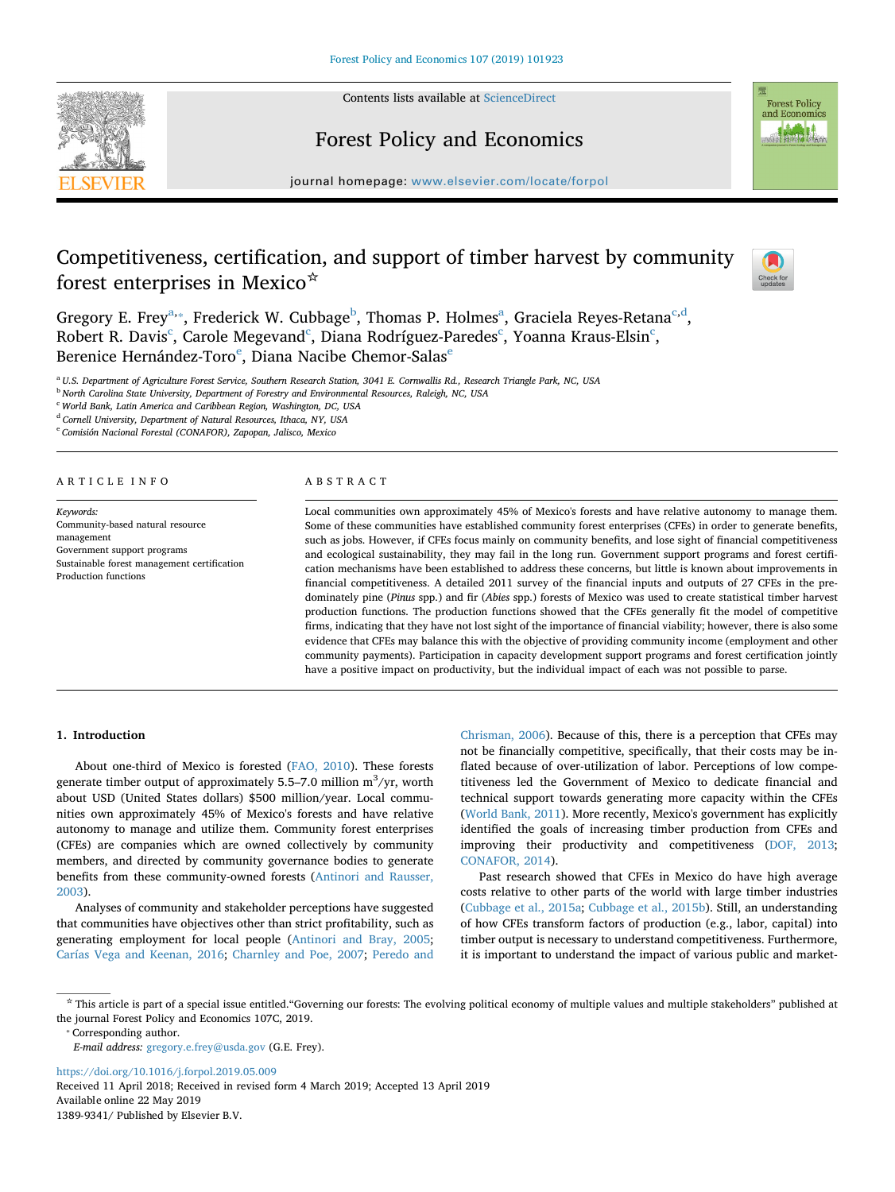

# Forest Policy and Economics

Forest Policy and Econom

journal homepage: [www.elsevier.com/locate/forpol](https://www.elsevier.com/locate/forpol)

# Competitiveness, certification, and support of timber harvest by community forest enterprises in Mexico $\hat{d}$



Gregory E. Frey<sup>[a](#page-0-0),</sup>\*, Frederick W. Cubbage<sup>b</sup>, Thomas P. Holmes<sup>a</sup>, Graciela Reyes-Retana<sup>[c,](#page-0-3)[d](#page-0-4)</sup>, Robert R. Davis $^{\rm c}$  $^{\rm c}$  $^{\rm c}$ , Carole Megevand $^{\rm c}$ , Diana Rodríguez-Paredes $^{\rm c}$ , Yoanna Kraus-Elsin $^{\rm c}$ , B[e](#page-0-5)renice Hernández-Toro<sup>e</sup>, Diana Nacibe Chemor-Salas<sup>e</sup>

<span id="page-0-0"></span><sup>a</sup> *U.S. Department of Agriculture Forest Service, Southern Research Station, 3041 E. Cornwallis Rd., Research Triangle Park, NC, USA*

<span id="page-0-2"></span><sup>b</sup> *North Carolina State University, Department of Forestry and Environmental Resources, Raleigh, NC, USA*

<span id="page-0-3"></span><sup>c</sup> *World Bank, Latin America and Caribbean Region, Washington, DC, USA*

<span id="page-0-4"></span><sup>d</sup> *Cornell University, Department of Natural Resources, Ithaca, NY, USA*

<span id="page-0-5"></span><sup>e</sup> *Comisión Nacional Forestal (CONAFOR), Zapopan, Jalisco, Mexico*

## ARTICLE INFO

*Keywords:* Community-based natural resource management Government support programs Sustainable forest management certification Production functions

#### ABSTRACT

Local communities own approximately 45% of Mexico's forests and have relative autonomy to manage them. Some of these communities have established community forest enterprises (CFEs) in order to generate benefits, such as jobs. However, if CFEs focus mainly on community benefits, and lose sight of financial competitiveness and ecological sustainability, they may fail in the long run. Government support programs and forest certification mechanisms have been established to address these concerns, but little is known about improvements in financial competitiveness. A detailed 2011 survey of the financial inputs and outputs of 27 CFEs in the predominately pine (*Pinus* spp.) and fir (*Abies* spp.) forests of Mexico was used to create statistical timber harvest production functions. The production functions showed that the CFEs generally fit the model of competitive firms, indicating that they have not lost sight of the importance of financial viability; however, there is also some evidence that CFEs may balance this with the objective of providing community income (employment and other community payments). Participation in capacity development support programs and forest certification jointly have a positive impact on productivity, but the individual impact of each was not possible to parse.

#### **1. Introduction**

About one-third of Mexico is forested ([FAO, 2010](#page-10-0)). These forests generate timber output of approximately 5.5–7.0 million  $\text{m}^3\text{/yr, worth}$ about USD (United States dollars) \$500 million/year. Local communities own approximately 45% of Mexico's forests and have relative autonomy to manage and utilize them. Community forest enterprises (CFEs) are companies which are owned collectively by community members, and directed by community governance bodies to generate benefits from these community-owned forests ([Antinori and Rausser,](#page-9-0) [2003\)](#page-9-0).

Analyses of community and stakeholder perceptions have suggested that communities have objectives other than strict profitability, such as generating employment for local people [\(Antinori and Bray, 2005](#page-9-1); [Carías Vega and Keenan, 2016](#page-9-2); [Charnley and Poe, 2007](#page-9-3); [Peredo and](#page-10-1)

[Chrisman, 2006](#page-10-1)). Because of this, there is a perception that CFEs may not be financially competitive, specifically, that their costs may be inflated because of over-utilization of labor. Perceptions of low competitiveness led the Government of Mexico to dedicate financial and technical support towards generating more capacity within the CFEs ([World Bank, 2011\)](#page-10-2). More recently, Mexico's government has explicitly identified the goals of increasing timber production from CFEs and improving their productivity and competitiveness [\(DOF, 2013](#page-10-3); [CONAFOR, 2014\)](#page-9-4).

Past research showed that CFEs in Mexico do have high average costs relative to other parts of the world with large timber industries ([Cubbage et al., 2015a](#page-10-4); [Cubbage et al., 2015b\)](#page-10-5). Still, an understanding of how CFEs transform factors of production (e.g., labor, capital) into timber output is necessary to understand competitiveness. Furthermore, it is important to understand the impact of various public and market-

<span id="page-0-1"></span>⁎ Corresponding author.

*E-mail address:* [gregory.e.frey@usda.gov](mailto:gregory.e.frey@usda.gov) (G.E. Frey).

<https://doi.org/10.1016/j.forpol.2019.05.009> Received 11 April 2018; Received in revised form 4 March 2019; Accepted 13 April 2019 Available online 22 May 2019

1389-9341/ Published by Elsevier B.V.

<sup>☆</sup> This article is part of a special issue entitled."Governing our forests: The evolving political economy of multiple values and multiple stakeholders" published at the journal Forest Policy and Economics 107C, 2019.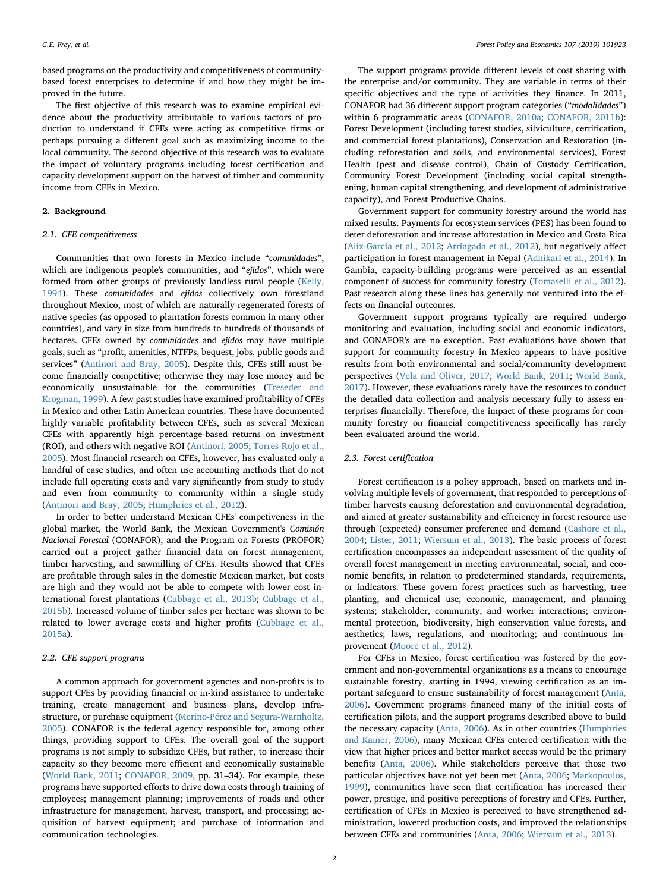based programs on the productivity and competitiveness of communitybased forest enterprises to determine if and how they might be improved in the future.

The first objective of this research was to examine empirical evidence about the productivity attributable to various factors of production to understand if CFEs were acting as competitive firms or perhaps pursuing a different goal such as maximizing income to the local community. The second objective of this research was to evaluate the impact of voluntary programs including forest certification and capacity development support on the harvest of timber and community income from CFEs in Mexico.

#### **2. Background**

#### *2.1. CFE competitiveness*

Communities that own forests in Mexico include "*comunidades*", which are indigenous people's communities, and "*ejidos*", which were formed from other groups of previously landless rural people [\(Kelly,](#page-10-6) [1994\)](#page-10-6). These *comunidades* and *ejidos* collectively own forestland throughout Mexico, most of which are naturally-regenerated forests of native species (as opposed to plantation forests common in many other countries), and vary in size from hundreds to hundreds of thousands of hectares. CFEs owned by *comunidades* and *ejidos* may have multiple goals, such as "profit, amenities, NTFPs, bequest, jobs, public goods and services" [\(Antinori and Bray, 2005](#page-9-1)). Despite this, CFEs still must become financially competitive; otherwise they may lose money and be economically unsustainable for the communities [\(Treseder and](#page-10-7) [Krogman, 1999\)](#page-10-7). A few past studies have examined profitability of CFEs in Mexico and other Latin American countries. These have documented highly variable profitability between CFEs, such as several Mexican CFEs with apparently high percentage-based returns on investment (ROI), and others with negative ROI ([Antinori, 2005](#page-9-5); [Torres-Rojo et al.,](#page-10-8) [2005\)](#page-10-8). Most financial research on CFEs, however, has evaluated only a handful of case studies, and often use accounting methods that do not include full operating costs and vary significantly from study to study and even from community to community within a single study ([Antinori and Bray, 2005](#page-9-1); [Humphries et al., 2012\)](#page-10-9).

In order to better understand Mexican CFEs' competiveness in the global market, the World Bank, the Mexican Government's *Comisión Nacional Forestal* (CONAFOR), and the Program on Forests (PROFOR) carried out a project gather financial data on forest management, timber harvesting, and sawmilling of CFEs. Results showed that CFEs are profitable through sales in the domestic Mexican market, but costs are high and they would not be able to compete with lower cost international forest plantations [\(Cubbage et al., 2013b;](#page-10-10) [Cubbage et al.,](#page-10-5) [2015b\)](#page-10-5). Increased volume of timber sales per hectare was shown to be related to lower average costs and higher profits ([Cubbage et al.,](#page-10-4) [2015a\)](#page-10-4).

# *2.2. CFE support programs*

A common approach for government agencies and non-profits is to support CFEs by providing financial or in-kind assistance to undertake training, create management and business plans, develop infrastructure, or purchase equipment [\(Merino-Pérez and Segura-Warnholtz,](#page-10-11) [2005\)](#page-10-11). CONAFOR is the federal agency responsible for, among other things, providing support to CFEs. The overall goal of the support programs is not simply to subsidize CFEs, but rather, to increase their capacity so they become more efficient and economically sustainable ([World Bank, 2011](#page-10-2); [CONAFOR, 2009,](#page-9-6) pp. 31–34). For example, these programs have supported efforts to drive down costs through training of employees; management planning; improvements of roads and other infrastructure for management, harvest, transport, and processing; acquisition of harvest equipment; and purchase of information and communication technologies.

The support programs provide different levels of cost sharing with the enterprise and/or community. They are variable in terms of their specific objectives and the type of activities they finance. In 2011, CONAFOR had 36 different support program categories ("*modalidades*") within 6 programmatic areas [\(CONAFOR, 2010a](#page-9-7); [CONAFOR, 2011b](#page-9-8)): Forest Development (including forest studies, silviculture, certification, and commercial forest plantations), Conservation and Restoration (including reforestation and soils, and environmental services), Forest Health (pest and disease control), Chain of Custody Certification, Community Forest Development (including social capital strengthening, human capital strengthening, and development of administrative capacity), and Forest Productive Chains.

Government support for community forestry around the world has mixed results. Payments for ecosystem services (PES) has been found to deter deforestation and increase afforestation in Mexico and Costa Rica ([Alix-Garcia et al., 2012;](#page-9-9) [Arriagada et al., 2012](#page-9-10)), but negatively affect participation in forest management in Nepal [\(Adhikari et al., 2014\)](#page-9-11). In Gambia, capacity-building programs were perceived as an essential component of success for community forestry ([Tomaselli et al., 2012](#page-10-12)). Past research along these lines has generally not ventured into the effects on financial outcomes.

Government support programs typically are required undergo monitoring and evaluation, including social and economic indicators, and CONAFOR's are no exception. Past evaluations have shown that support for community forestry in Mexico appears to have positive results from both environmental and social/community development perspectives ([Vela and Oliver, 2017](#page-10-13); [World Bank, 2011](#page-10-2); [World Bank,](#page-10-14) [2017\)](#page-10-14). However, these evaluations rarely have the resources to conduct the detailed data collection and analysis necessary fully to assess enterprises financially. Therefore, the impact of these programs for community forestry on financial competitiveness specifically has rarely been evaluated around the world.

# *2.3. Forest certification*

Forest certification is a policy approach, based on markets and involving multiple levels of government, that responded to perceptions of timber harvests causing deforestation and environmental degradation, and aimed at greater sustainability and efficiency in forest resource use through (expected) consumer preference and demand ([Cashore et al.,](#page-9-12) [2004;](#page-9-12) [Lister, 2011;](#page-10-15) [Wiersum et al., 2013\)](#page-10-16). The basic process of forest certification encompasses an independent assessment of the quality of overall forest management in meeting environmental, social, and economic benefits, in relation to predetermined standards, requirements, or indicators. These govern forest practices such as harvesting, tree planting, and chemical use; economic, management, and planning systems; stakeholder, community, and worker interactions; environmental protection, biodiversity, high conservation value forests, and aesthetics; laws, regulations, and monitoring; and continuous improvement [\(Moore et al., 2012](#page-10-17)).

For CFEs in Mexico, forest certification was fostered by the government and non-governmental organizations as a means to encourage sustainable forestry, starting in 1994, viewing certification as an important safeguard to ensure sustainability of forest management ([Anta,](#page-9-13) [2006\)](#page-9-13). Government programs financed many of the initial costs of certification pilots, and the support programs described above to build the necessary capacity ([Anta, 2006](#page-9-13)). As in other countries ([Humphries](#page-10-18) [and Kainer, 2006\)](#page-10-18), many Mexican CFEs entered certification with the view that higher prices and better market access would be the primary benefits ([Anta, 2006\)](#page-9-13). While stakeholders perceive that those two particular objectives have not yet been met ([Anta, 2006;](#page-9-13) [Markopoulos,](#page-10-19) [1999\)](#page-10-19), communities have seen that certification has increased their power, prestige, and positive perceptions of forestry and CFEs. Further, certification of CFEs in Mexico is perceived to have strengthened administration, lowered production costs, and improved the relationships between CFEs and communities [\(Anta, 2006;](#page-9-13) [Wiersum et al.](#page-10-3)*,* 2013).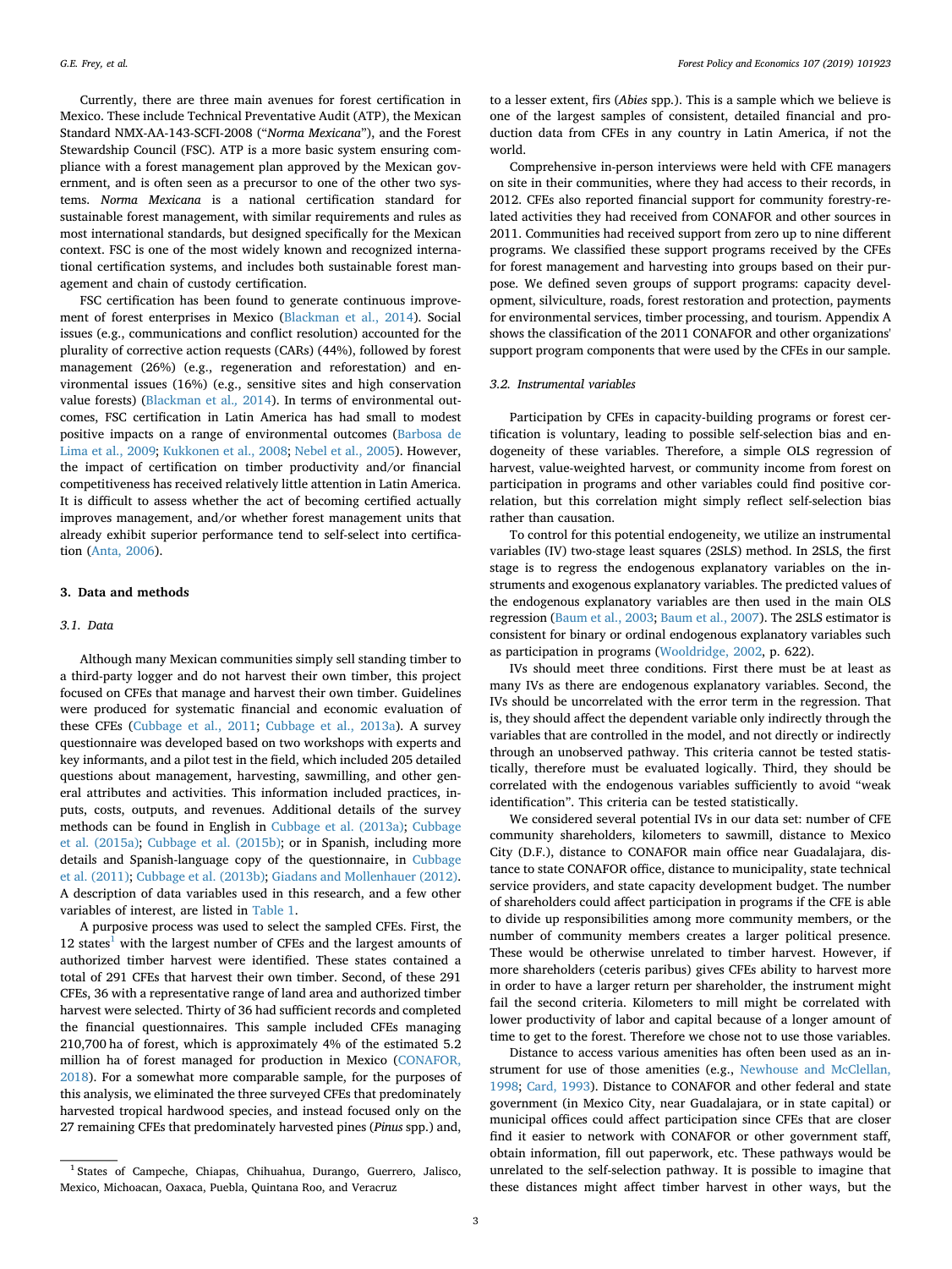Currently, there are three main avenues for forest certification in Mexico. These include Technical Preventative Audit (ATP), the Mexican Standard NMX-AA-143-SCFI-2008 ("*Norma Mexicana*"), and the Forest Stewardship Council (FSC). ATP is a more basic system ensuring compliance with a forest management plan approved by the Mexican government, and is often seen as a precursor to one of the other two systems. *Norma Mexicana* is a national certification standard for sustainable forest management, with similar requirements and rules as most international standards, but designed specifically for the Mexican context. FSC is one of the most widely known and recognized international certification systems, and includes both sustainable forest management and chain of custody certification.

FSC certification has been found to generate continuous improvement of forest enterprises in Mexico ([Blackman et al., 2014\)](#page-9-14). Social issues (e.g., communications and conflict resolution) accounted for the plurality of corrective action requests (CARs) (44%), followed by forest management (26%) (e.g., regeneration and reforestation) and environmental issues (16%) (e.g., sensitive sites and high conservation value forests) [\(Blackman et al.](#page-9-4)*,* 2014). In terms of environmental outcomes, FSC certification in Latin America has had small to modest positive impacts on a range of environmental outcomes ([Barbosa de](#page-9-15) [Lima et al., 2009;](#page-9-15) [Kukkonen et al., 2008;](#page-10-20) [Nebel et al., 2005](#page-10-21)). However, the impact of certification on timber productivity and/or financial competitiveness has received relatively little attention in Latin America. It is difficult to assess whether the act of becoming certified actually improves management, and/or whether forest management units that already exhibit superior performance tend to self-select into certification [\(Anta, 2006\)](#page-9-13).

# **3. Data and methods**

#### *3.1. Data*

Although many Mexican communities simply sell standing timber to a third-party logger and do not harvest their own timber, this project focused on CFEs that manage and harvest their own timber. Guidelines were produced for systematic financial and economic evaluation of these CFEs [\(Cubbage et al., 2011](#page-10-22); [Cubbage et al., 2013a\)](#page-10-23). A survey questionnaire was developed based on two workshops with experts and key informants, and a pilot test in the field, which included 205 detailed questions about management, harvesting, sawmilling, and other general attributes and activities. This information included practices, inputs, costs, outputs, and revenues. Additional details of the survey methods can be found in English in [Cubbage et al. \(2013a\);](#page-10-23) [Cubbage](#page-10-4) [et al. \(2015a\)](#page-10-4); [Cubbage et al. \(2015b\);](#page-10-5) or in Spanish, including more details and Spanish-language copy of the questionnaire, in [Cubbage](#page-10-22) [et al. \(2011\)](#page-10-22); [Cubbage et al. \(2013b\);](#page-10-10) [Giadans and Mollenhauer \(2012\)](#page-10-24). A description of data variables used in this research, and a few other variables of interest, are listed in [Table 1.](#page-3-0)

A purposive process was used to select the sampled CFEs. First, the [1](#page-2-0)2 states<sup>1</sup> with the largest number of CFEs and the largest amounts of authorized timber harvest were identified. These states contained a total of 291 CFEs that harvest their own timber. Second, of these 291 CFEs, 36 with a representative range of land area and authorized timber harvest were selected. Thirty of 36 had sufficient records and completed the financial questionnaires. This sample included CFEs managing 210,700 ha of forest, which is approximately 4% of the estimated 5.2 million ha of forest managed for production in Mexico [\(CONAFOR,](#page-10-25) [2018\)](#page-10-25). For a somewhat more comparable sample, for the purposes of this analysis, we eliminated the three surveyed CFEs that predominately harvested tropical hardwood species, and instead focused only on the 27 remaining CFEs that predominately harvested pines (*Pinus* spp.) and,

to a lesser extent, firs (*Abies* spp.). This is a sample which we believe is one of the largest samples of consistent, detailed financial and production data from CFEs in any country in Latin America, if not the world.

Comprehensive in-person interviews were held with CFE managers on site in their communities, where they had access to their records, in 2012. CFEs also reported financial support for community forestry-related activities they had received from CONAFOR and other sources in 2011. Communities had received support from zero up to nine different programs. We classified these support programs received by the CFEs for forest management and harvesting into groups based on their purpose. We defined seven groups of support programs: capacity development, silviculture, roads, forest restoration and protection, payments for environmental services, timber processing, and tourism. Appendix A shows the classification of the 2011 CONAFOR and other organizations' support program components that were used by the CFEs in our sample.

## *3.2. Instrumental variables*

Participation by CFEs in capacity-building programs or forest certification is voluntary, leading to possible self-selection bias and endogeneity of these variables. Therefore, a simple OLS regression of harvest, value-weighted harvest, or community income from forest on participation in programs and other variables could find positive correlation, but this correlation might simply reflect self-selection bias rather than causation.

To control for this potential endogeneity, we utilize an instrumental variables (IV) two-stage least squares (2SLS) method. In 2SLS, the first stage is to regress the endogenous explanatory variables on the instruments and exogenous explanatory variables. The predicted values of the endogenous explanatory variables are then used in the main OLS regression [\(Baum et al., 2003](#page-9-16); [Baum et al., 2007](#page-9-17)). The 2SLS estimator is consistent for binary or ordinal endogenous explanatory variables such as participation in programs ([Wooldridge, 2002,](#page-10-26) p. 622).

IVs should meet three conditions. First there must be at least as many IVs as there are endogenous explanatory variables. Second, the IVs should be uncorrelated with the error term in the regression. That is, they should affect the dependent variable only indirectly through the variables that are controlled in the model, and not directly or indirectly through an unobserved pathway. This criteria cannot be tested statistically, therefore must be evaluated logically. Third, they should be correlated with the endogenous variables sufficiently to avoid "weak identification". This criteria can be tested statistically.

We considered several potential IVs in our data set: number of CFE community shareholders, kilometers to sawmill, distance to Mexico City (D.F.), distance to CONAFOR main office near Guadalajara, distance to state CONAFOR office, distance to municipality, state technical service providers, and state capacity development budget. The number of shareholders could affect participation in programs if the CFE is able to divide up responsibilities among more community members, or the number of community members creates a larger political presence. These would be otherwise unrelated to timber harvest. However, if more shareholders (ceteris paribus) gives CFEs ability to harvest more in order to have a larger return per shareholder, the instrument might fail the second criteria. Kilometers to mill might be correlated with lower productivity of labor and capital because of a longer amount of time to get to the forest. Therefore we chose not to use those variables.

Distance to access various amenities has often been used as an instrument for use of those amenities (e.g., [Newhouse and McClellan,](#page-10-27) [1998;](#page-10-27) [Card, 1993](#page-9-18)). Distance to CONAFOR and other federal and state government (in Mexico City, near Guadalajara, or in state capital) or municipal offices could affect participation since CFEs that are closer find it easier to network with CONAFOR or other government staff, obtain information, fill out paperwork, etc. These pathways would be unrelated to the self-selection pathway. It is possible to imagine that these distances might affect timber harvest in other ways, but the

<span id="page-2-0"></span><sup>&</sup>lt;sup>1</sup> States of Campeche, Chiapas, Chihuahua, Durango, Guerrero, Jalisco, Mexico, Michoacan, Oaxaca, Puebla, Quintana Roo, and Veracruz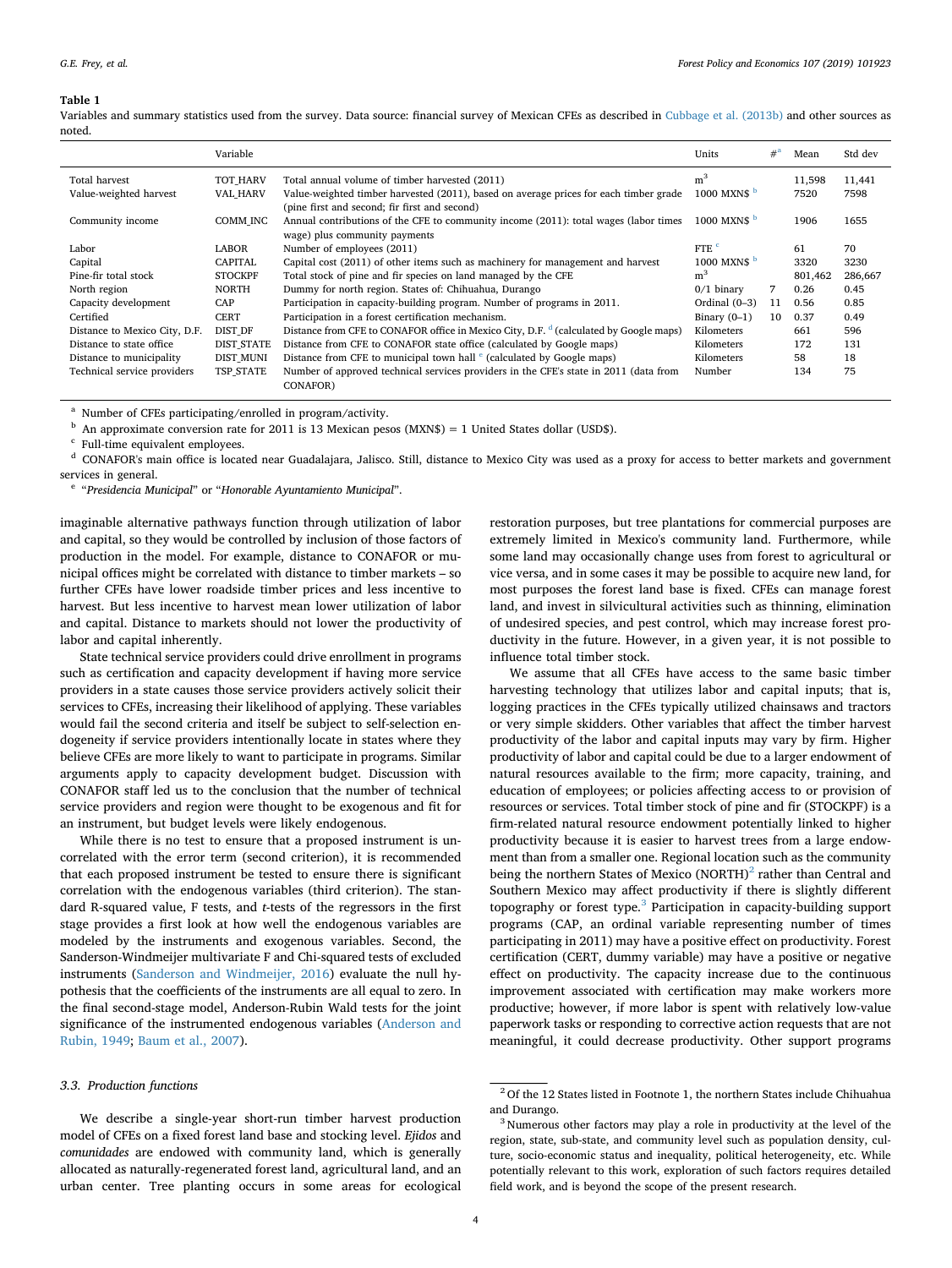#### <span id="page-3-0"></span>**Table 1**

Variables and summary statistics used from the survey. Data source: financial survey of Mexican CFEs as described in [Cubbage et al. \(2013b\)](#page-10-10) and other sources as noted.

|                               | Variable          |                                                                                                           | Units             | $#^a$ | Mean    | Std dev |
|-------------------------------|-------------------|-----------------------------------------------------------------------------------------------------------|-------------------|-------|---------|---------|
| Total harvest                 | <b>TOT HARV</b>   | Total annual volume of timber harvested (2011)                                                            | m <sup>3</sup>    |       | 11,598  | 11,441  |
| Value-weighted harvest        | <b>VAL HARV</b>   | Value-weighted timber harvested (2011), based on average prices for each timber grade                     | 1000 MXN\$ b      |       | 7520    | 7598    |
|                               |                   | (pine first and second; fir first and second)                                                             |                   |       |         |         |
| Community income              | COMM INC          | Annual contributions of the CFE to community income (2011): total wages (labor times                      | 1000 MXN\$ b      |       | 1906    | 1655    |
|                               |                   | wage) plus community payments                                                                             |                   |       |         |         |
| Labor                         | <b>LABOR</b>      | Number of employees (2011)                                                                                | FTE <sup>c</sup>  |       | 61      | 70      |
| Capital                       | <b>CAPITAL</b>    | Capital cost (2011) of other items such as machinery for management and harvest                           | 1000 MXN\$        |       | 3320    | 3230    |
| Pine-fir total stock          | <b>STOCKPF</b>    | Total stock of pine and fir species on land managed by the CFE                                            | m <sup>3</sup>    |       | 801,462 | 286,667 |
| North region                  | NORTH             | Dummy for north region. States of: Chihuahua, Durango                                                     | $0/1$ binary      | 7     | 0.26    | 0.45    |
| Capacity development          | CAP               | Participation in capacity-building program. Number of programs in 2011.                                   | Ordinal (0-3)     | 11    | 0.56    | 0.85    |
| Certified                     | <b>CERT</b>       | Participation in a forest certification mechanism.                                                        | Binary $(0-1)$    | 10    | 0.37    | 0.49    |
| Distance to Mexico City, D.F. | DIST DF           | Distance from CFE to CONAFOR office in Mexico City, D.F. <sup>d</sup> (calculated by Google maps)         | Kilometers        |       | 661     | 596     |
| Distance to state office      | <b>DIST STATE</b> | Distance from CFE to CONAFOR state office (calculated by Google maps)                                     | <b>Kilometers</b> |       | 172     | 131     |
| Distance to municipality      | <b>DIST MUNI</b>  | Distance from CFE to municipal town hall $\epsilon$ (calculated by Google maps)                           | Kilometers        |       | 58      | 18      |
| Technical service providers   | <b>TSP STATE</b>  | Number of approved technical services providers in the CFE's state in 2011 (data from<br><b>CONAFOR</b> ) | Number            |       | 134     | 75      |

<span id="page-3-3"></span>Number of CFEs participating/enrolled in program/activity.

<span id="page-3-4"></span><sup>b</sup> An approximate conversion rate for 2011 is 13 Mexican pesos (MXN\$) = 1 United States dollar (USD\$).

<span id="page-3-5"></span><sup>c</sup> Full-time equivalent employees.

<span id="page-3-6"></span><sup>d</sup> CONAFOR's main office is located near Guadalajara, Jalisco. Still, distance to Mexico City was used as a proxy for access to better markets and government services in general.

<span id="page-3-7"></span><sup>e</sup> "*Presidencia Municipal*" or "*Honorable Ayuntamiento Municipal*".

imaginable alternative pathways function through utilization of labor and capital, so they would be controlled by inclusion of those factors of production in the model. For example, distance to CONAFOR or municipal offices might be correlated with distance to timber markets – so further CFEs have lower roadside timber prices and less incentive to harvest. But less incentive to harvest mean lower utilization of labor and capital. Distance to markets should not lower the productivity of labor and capital inherently.

State technical service providers could drive enrollment in programs such as certification and capacity development if having more service providers in a state causes those service providers actively solicit their services to CFEs, increasing their likelihood of applying. These variables would fail the second criteria and itself be subject to self-selection endogeneity if service providers intentionally locate in states where they believe CFEs are more likely to want to participate in programs. Similar arguments apply to capacity development budget. Discussion with CONAFOR staff led us to the conclusion that the number of technical service providers and region were thought to be exogenous and fit for an instrument, but budget levels were likely endogenous.

While there is no test to ensure that a proposed instrument is uncorrelated with the error term (second criterion), it is recommended that each proposed instrument be tested to ensure there is significant correlation with the endogenous variables (third criterion). The standard R-squared value, F tests, and *t*-tests of the regressors in the first stage provides a first look at how well the endogenous variables are modeled by the instruments and exogenous variables. Second, the Sanderson-Windmeijer multivariate F and Chi-squared tests of excluded instruments [\(Sanderson and Windmeijer, 2016](#page-10-28)) evaluate the null hypothesis that the coefficients of the instruments are all equal to zero. In the final second-stage model, Anderson-Rubin Wald tests for the joint significance of the instrumented endogenous variables [\(Anderson and](#page-9-19) [Rubin, 1949;](#page-9-19) [Baum et al., 2007\)](#page-9-17).

#### *3.3. Production functions*

We describe a single-year short-run timber harvest production model of CFEs on a fixed forest land base and stocking level. *Ejidos* and *comunidades* are endowed with community land, which is generally allocated as naturally-regenerated forest land, agricultural land, and an urban center. Tree planting occurs in some areas for ecological restoration purposes, but tree plantations for commercial purposes are extremely limited in Mexico's community land. Furthermore, while some land may occasionally change uses from forest to agricultural or vice versa, and in some cases it may be possible to acquire new land, for most purposes the forest land base is fixed. CFEs can manage forest land, and invest in silvicultural activities such as thinning, elimination of undesired species, and pest control, which may increase forest productivity in the future. However, in a given year, it is not possible to influence total timber stock.

We assume that all CFEs have access to the same basic timber harvesting technology that utilizes labor and capital inputs; that is, logging practices in the CFEs typically utilized chainsaws and tractors or very simple skidders. Other variables that affect the timber harvest productivity of the labor and capital inputs may vary by firm. Higher productivity of labor and capital could be due to a larger endowment of natural resources available to the firm; more capacity, training, and education of employees; or policies affecting access to or provision of resources or services. Total timber stock of pine and fir (STOCKPF) is a firm-related natural resource endowment potentially linked to higher productivity because it is easier to harvest trees from a large endowment than from a smaller one. Regional location such as the community being the northern States of Mexico (NORTH)<sup>[2](#page-3-1)</sup> rather than Central and Southern Mexico may affect productivity if there is slightly different topography or forest type. $3$  Participation in capacity-building support programs (CAP, an ordinal variable representing number of times participating in 2011) may have a positive effect on productivity. Forest certification (CERT, dummy variable) may have a positive or negative effect on productivity. The capacity increase due to the continuous improvement associated with certification may make workers more productive; however, if more labor is spent with relatively low-value paperwork tasks or responding to corrective action requests that are not meaningful, it could decrease productivity. Other support programs

<span id="page-3-1"></span> $^2$  Of the 12 States listed in Footnote 1, the northern States include Chihuahua and Durango.

<span id="page-3-2"></span><sup>&</sup>lt;sup>3</sup> Numerous other factors may play a role in productivity at the level of the region, state, sub-state, and community level such as population density, culture, socio-economic status and inequality, political heterogeneity, etc. While potentially relevant to this work, exploration of such factors requires detailed field work, and is beyond the scope of the present research.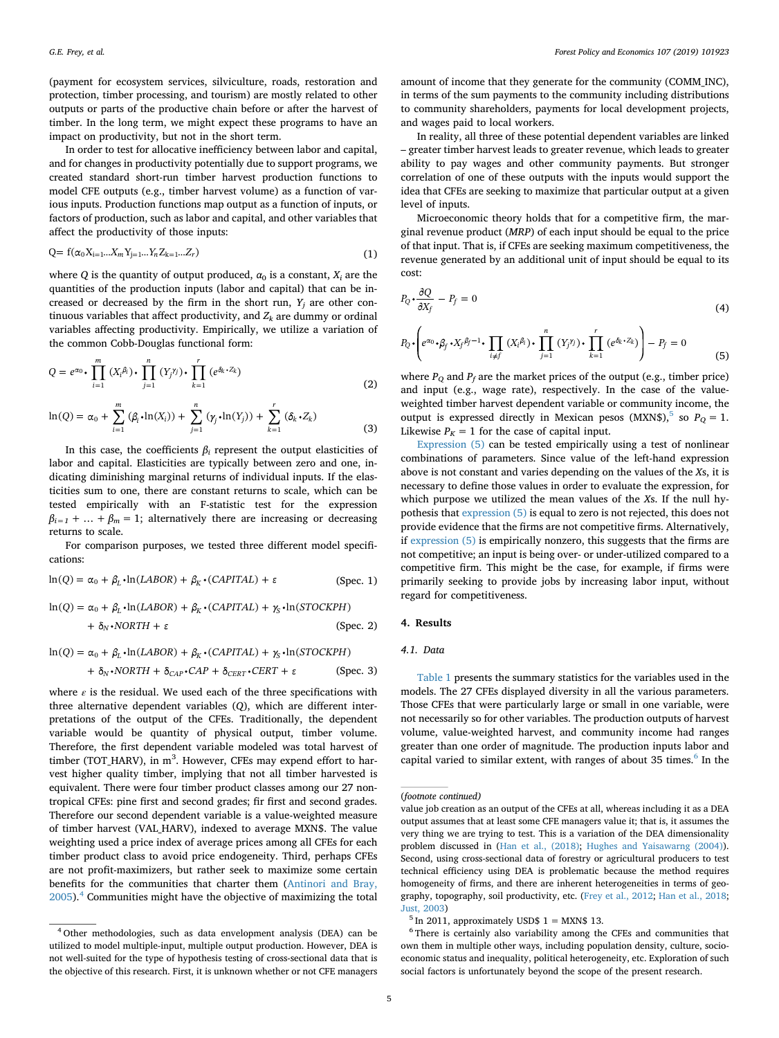(payment for ecosystem services, silviculture, roads, restoration and protection, timber processing, and tourism) are mostly related to other outputs or parts of the productive chain before or after the harvest of timber. In the long term, we might expect these programs to have an impact on productivity, but not in the short term.

In order to test for allocative inefficiency between labor and capital, and for changes in productivity potentially due to support programs, we created standard short-run timber harvest production functions to model CFE outputs (e.g., timber harvest volume) as a function of various inputs. Production functions map output as a function of inputs, or factors of production, such as labor and capital, and other variables that affect the productivity of those inputs:

$$
Q = f(\alpha_0 X_{i=1}...X_m Y_{j=1}...Y_n Z_{k=1}...Z_r)
$$
\n(1)

where *Q* is the quantity of output produced,  $\alpha_0$  is a constant,  $X_i$  are the quantities of the production inputs (labor and capital) that can be increased or decreased by the firm in the short run,  $Y_i$  are other continuous variables that affect productivity, and  $Z_k$  are dummy or ordinal variables affecting productivity. Empirically, we utilize a variation of the common Cobb-Douglas functional form:

$$
Q = e^{\alpha_0} \cdot \prod_{i=1}^{m} (X_i^{\beta_i}) \cdot \prod_{j=1}^{n} (Y_j^{\gamma_j}) \cdot \prod_{k=1}^{r} (e^{\delta_k \cdot Z_k})
$$
\n(2)

$$
\ln(Q) = \alpha_0 + \sum_{i=1}^{m} (\beta_i \cdot \ln(X_i)) + \sum_{j=1}^{n} (\gamma_j \cdot \ln(Y_j)) + \sum_{k=1}^{r} (\delta_k \cdot Z_k)
$$
(3)

In this case, the coefficients  $\beta_i$  represent the output elasticities of labor and capital. Elasticities are typically between zero and one, indicating diminishing marginal returns of individual inputs. If the elasticities sum to one, there are constant returns to scale, which can be tested empirically with an F-statistic test for the expression  $\beta_{i=1} + ... + \beta_m = 1$ ; alternatively there are increasing or decreasing returns to scale.

For comparison purposes, we tested three different model specifications:

$$
\ln(Q) = \alpha_0 + \beta_L \cdot \ln(LABOR) + \beta_K \cdot (CAPITAL) + \varepsilon
$$
 (Spec. 1)

$$
\ln(Q) = \alpha_0 + \beta_L \cdot \ln(LABOR) + \beta_K \cdot (CAPITAL) + \gamma_S \cdot \ln(STOCKPH)
$$
  
+  $\delta_N \cdot NORTH + \varepsilon$  (Spec. 2)

$$
\ln(Q) = \alpha_0 + \beta_L \cdot \ln(LABOR) + \beta_K \cdot (CAPITAL) + \gamma_S \cdot \ln(STOCKPH)
$$
  
+  $\delta_N \cdot NORTH + \delta_{CAP} \cdot CAP + \delta_{CERT} \cdot CERT + \varepsilon$  (Spec. 3)

where  $\varepsilon$  is the residual. We used each of the three specifications with three alternative dependent variables (*Q*), which are different interpretations of the output of the CFEs. Traditionally, the dependent variable would be quantity of physical output, timber volume. Therefore, the first dependent variable modeled was total harvest of timber (TOT\_HARV), in m<sup>3</sup>. However, CFEs may expend effort to harvest higher quality timber, implying that not all timber harvested is equivalent. There were four timber product classes among our 27 nontropical CFEs: pine first and second grades; fir first and second grades. Therefore our second dependent variable is a value-weighted measure of timber harvest (VAL\_HARV), indexed to average MXN\$. The value weighting used a price index of average prices among all CFEs for each timber product class to avoid price endogeneity. Third, perhaps CFEs are not profit-maximizers, but rather seek to maximize some certain benefits for the communities that charter them ([Antinori and Bray,](#page-9-1) [2005\)](#page-9-1).[4](#page-4-0) Communities might have the objective of maximizing the total

amount of income that they generate for the community (COMM\_INC), in terms of the sum payments to the community including distributions to community shareholders, payments for local development projects, and wages paid to local workers.

In reality, all three of these potential dependent variables are linked – greater timber harvest leads to greater revenue, which leads to greater ability to pay wages and other community payments. But stronger correlation of one of these outputs with the inputs would support the idea that CFEs are seeking to maximize that particular output at a given level of inputs.

Microeconomic theory holds that for a competitive firm, the marginal revenue product (*MRP*) of each input should be equal to the price of that input. That is, if CFEs are seeking maximum competitiveness, the revenue generated by an additional unit of input should be equal to its cost:

<span id="page-4-2"></span>
$$
P_Q \cdot \frac{\partial Q}{\partial X_f} - P_f = 0
$$
\n
$$
P_Q \cdot \left( e^{\alpha_0} \cdot \beta_f \cdot X_f \beta_f^{-1} \cdot \prod_{i \neq f} (X_i \beta_i) \cdot \prod_{j=1}^n (Y_j \gamma_j) \cdot \prod_{k=1}^r (e^{\delta_k \cdot Z_k}) \right) - P_f = 0
$$
\n(4)

 $j=1$   $k=$ 

1 1

*k*

where  $P_Q$  and  $P_f$  are the market prices of the output (e.g., timber price) and input (e.g., wage rate), respectively. In the case of the valueweighted timber harvest dependent variable or community income, the output is expressed directly in Mexican pesos (MXN\$),<sup>[5](#page-4-1)</sup> so  $P_Q = 1$ . Likewise  $P_K = 1$  for the case of capital input.

[Expression \(5\)](#page-4-2) can be tested empirically using a test of nonlinear combinations of parameters. Since value of the left-hand expression above is not constant and varies depending on the values of the *X*s, it is necessary to define those values in order to evaluate the expression, for which purpose we utilized the mean values of the *X*s. If the null hypothesis that [expression \(5\)](#page-4-2) is equal to zero is not rejected, this does not provide evidence that the firms are not competitive firms. Alternatively, if [expression \(5\)](#page-4-2) is empirically nonzero, this suggests that the firms are not competitive; an input is being over- or under-utilized compared to a competitive firm. This might be the case, for example, if firms were primarily seeking to provide jobs by increasing labor input, without regard for competitiveness.

#### **4. Results**

# *4.1. Data*

[Table 1](#page-3-0) presents the summary statistics for the variables used in the models. The 27 CFEs displayed diversity in all the various parameters. Those CFEs that were particularly large or small in one variable, were not necessarily so for other variables. The production outputs of harvest volume, value-weighted harvest, and community income had ranges greater than one order of magnitude. The production inputs labor and capital varied to similar extent, with ranges of about 35 times.<sup>[6](#page-4-3)</sup> In the

<span id="page-4-0"></span><sup>4</sup> Other methodologies, such as data envelopment analysis (DEA) can be utilized to model multiple-input, multiple output production. However, DEA is not well-suited for the type of hypothesis testing of cross-sectional data that is the objective of this research. First, it is unknown whether or not CFE managers

<sup>(</sup>*footnote continued)*

value job creation as an output of the CFEs at all, whereas including it as a DEA output assumes that at least some CFE managers value it; that is, it assumes the very thing we are trying to test. This is a variation of the DEA dimensionality problem discussed in [\(Han et al., \(2018\)](#page-10-29); [Hughes and Yaisawarng \(2004\)\)](#page-10-30). Second, using cross-sectional data of forestry or agricultural producers to test technical efficiency using DEA is problematic because the method requires homogeneity of firms, and there are inherent heterogeneities in terms of geography, topography, soil productivity, etc. ([Frey et al., 2012;](#page-10-31) [Han et al., 2018;](#page-10-29) [Just, 2003\)](#page-10-32)

<span id="page-4-1"></span> $5$  In 2011, approximately USD\$ 1 = MXN\$ 13.

<span id="page-4-3"></span><sup>6</sup> There is certainly also variability among the CFEs and communities that own them in multiple other ways, including population density, culture, socioeconomic status and inequality, political heterogeneity, etc. Exploration of such social factors is unfortunately beyond the scope of the present research.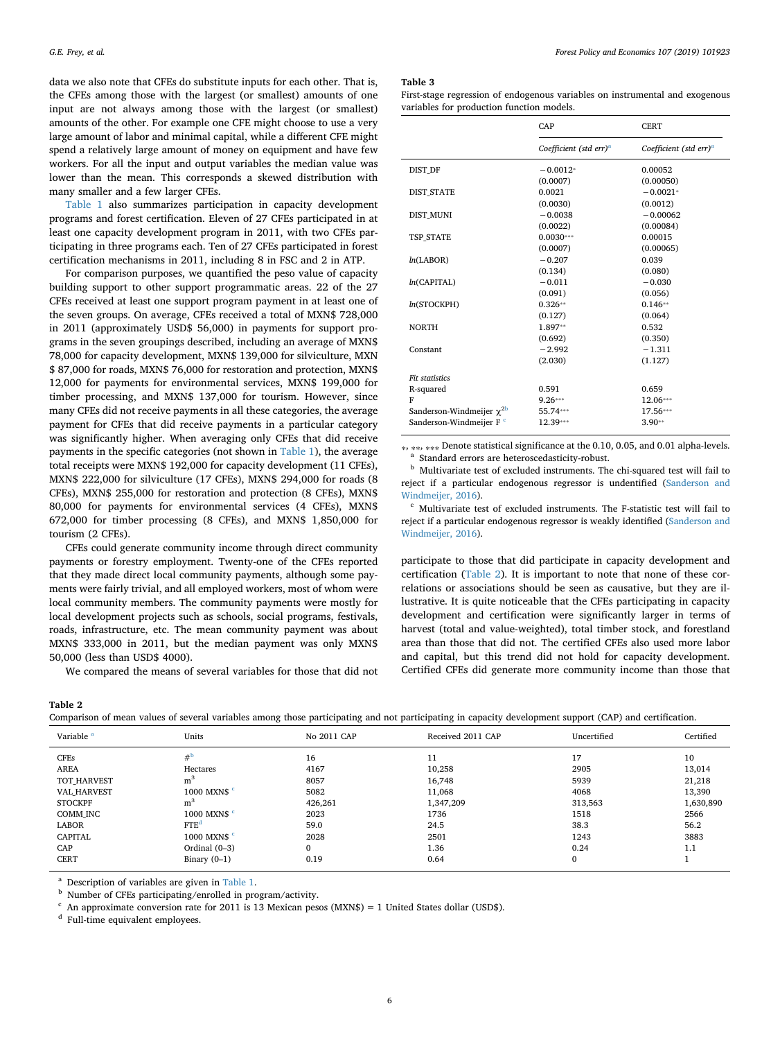data we also note that CFEs do substitute inputs for each other. That the CFEs among those with the largest (or smallest) amounts of one input are not always among those with the largest (or smallest) amounts of the other. For example one CFE might choose to use a very large amount of labor and minimal capital, while a different CFE might spend a relatively large amount of money on equipment and have few workers. For all the input and output variables the median value was lower than the mean. This corresponds a skewed distribution with many smaller and a few larger CFEs.

[Table 1](#page-3-0) also summarizes participation in capacity development programs and forest certification. Eleven of 27 CFEs participated in at least one capacity development program in 2011, with two CFEs participating in three programs each. Ten of 27 CFEs participated in forest certification mechanisms in 2011, including 8 in FSC and 2 in ATP.

For comparison purposes, we quantified the peso value of capacity building support to other support programmatic areas. 22 of the 27 CFEs received at least one support program payment in at least one of the seven groups. On average, CFEs received a total of MXN\$ 728,000 in 2011 (approximately USD\$ 56,000) in payments for support programs in the seven groupings described, including an average of MXN\$ 78,000 for capacity development, MXN\$ 139,000 for silviculture, MXN \$ 87,000 for roads, MXN\$ 76,000 for restoration and protection, MXN\$ 12,000 for payments for environmental services, MXN\$ 199,000 for timber processing, and MXN\$ 137,000 for tourism. However, since many CFEs did not receive payments in all these categories, the average payment for CFEs that did receive payments in a particular category was significantly higher. When averaging only CFEs that did receive payments in the specific categories (not shown in [Table 1](#page-3-0)), the average total receipts were MXN\$ 192,000 for capacity development (11 CFEs), MXN\$ 222,000 for silviculture (17 CFEs), MXN\$ 294,000 for roads (8 CFEs), MXN\$ 255,000 for restoration and protection (8 CFEs), MXN\$ 80,000 for payments for environmental services (4 CFEs), MXN\$ 672,000 for timber processing (8 CFEs), and MXN\$ 1,850,000 for tourism (2 CFEs).

CFEs could generate community income through direct community payments or forestry employment. Twenty-one of the CFEs reported that they made direct local community payments, although some payments were fairly trivial, and all employed workers, most of whom were local community members. The community payments were mostly for local development projects such as schools, social programs, festivals, roads, infrastructure, etc. The mean community payment was about MXN\$ 333,000 in 2011, but the median payment was only MXN\$ 50,000 (less than USD\$ 4000).

We compared the means of several variables for those that did not

#### <span id="page-5-0"></span>**Table 2**

|  | Comparison of mean values of several variables among those participating and not participating in capacity development support (CAP) and certification. |  |  |  |  |  |  |  |  |  |
|--|---------------------------------------------------------------------------------------------------------------------------------------------------------|--|--|--|--|--|--|--|--|--|
|--|---------------------------------------------------------------------------------------------------------------------------------------------------------|--|--|--|--|--|--|--|--|--|

| at is. | Table 3                                                                      |
|--------|------------------------------------------------------------------------------|
| ∵ ∩ne  | First-stage regression of endogenous variables on instrumental and exogenous |

<span id="page-5-8"></span>variables for production function models.

|                                  | CAP                                | <b>CERT</b>                        |
|----------------------------------|------------------------------------|------------------------------------|
|                                  | Coefficient (std err) <sup>a</sup> | Coefficient (std err) <sup>a</sup> |
| DIST DF                          | $-0.0012*$                         | 0.00052                            |
|                                  | (0.0007)                           | (0.00050)                          |
| <b>DIST STATE</b>                | 0.0021                             | $-0.0021*$                         |
|                                  | (0.0030)                           | (0.0012)                           |
| <b>DIST MUNI</b>                 | $-0.0038$                          | $-0.00062$                         |
|                                  | (0.0022)                           | (0.00084)                          |
| <b>TSP STATE</b>                 | $0.0030***$                        | 0.00015                            |
|                                  | (0.0007)                           | (0.00065)                          |
| ln(LABOR)                        | $-0.207$                           | 0.039                              |
|                                  | (0.134)                            | (0.080)                            |
| ln(CAPITAL)                      | $-0.011$                           | $-0.030$                           |
|                                  | (0.091)                            | (0.056)                            |
| ln(STOCKPH)                      | $0.326**$                          | $0.146**$                          |
|                                  | (0.127)                            | (0.064)                            |
| <b>NORTH</b>                     | 1.897**                            | 0.532                              |
|                                  | (0.692)                            | (0.350)                            |
| Constant                         | $-2.992$                           | $-1.311$                           |
|                                  | (2.030)                            | (1.127)                            |
| <b>Fit statistics</b>            |                                    |                                    |
| R-squared                        | 0.591                              | 0.659                              |
| F                                | $9.26***$                          | 12.06***                           |
| Sanderson-Windmeijer $\chi^{2b}$ | 55.74***                           | 17.56***                           |
| Sanderson-Windmeijer F c         | 12.39***                           | $3.90**$                           |
|                                  |                                    |                                    |

<span id="page-5-5"></span>⁎, ⁎⁎, ⁎⁎⁎ Denote statistical significance at the 0.10, 0.05, and 0.01 alpha-levels. Standard errors are heteroscedasticity-robust.

<span id="page-5-6"></span> $^{\rm b}$  Multivariate test of excluded instruments. The chi-squared test will fail to reject if a particular endogenous regressor is undentified ([Sanderson and](#page-10-28) [Windmeijer, 2016](#page-10-28)).

<span id="page-5-7"></span><sup>c</sup> Multivariate test of excluded instruments. The F-statistic test will fail to reject if a particular endogenous regressor is weakly identified [\(Sanderson and](#page-10-28) [Windmeijer, 2016](#page-10-28)).

participate to those that did participate in capacity development and certification [\(Table 2](#page-5-0)). It is important to note that none of these correlations or associations should be seen as causative, but they are illustrative. It is quite noticeable that the CFEs participating in capacity development and certification were significantly larger in terms of harvest (total and value-weighted), total timber stock, and forestland area than those that did not. The certified CFEs also used more labor and capital, but this trend did not hold for capacity development. Certified CFEs did generate more community income than those that

| Variable <sup>a</sup> | Units                   | No 2011 CAP  | Received 2011 CAP | Uncertified | Certified |
|-----------------------|-------------------------|--------------|-------------------|-------------|-----------|
| <b>CFEs</b>           | $#^b$                   | 16           | 11                | 17          | 10        |
| <b>AREA</b>           | Hectares                | 4167         | 10,258            | 2905        | 13,014    |
| TOT HARVEST           | m <sup>3</sup>          | 8057         | 16,748            | 5939        | 21,218    |
| <b>VAL HARVEST</b>    | 1000 MXN\$ <sup>c</sup> | 5082         | 11,068            | 4068        | 13,390    |
| <b>STOCKPF</b>        | m <sup>3</sup>          | 426,261      | 1,347,209         | 313,563     | 1,630,890 |
| COMM INC              | $1000$ MXN\$ $\degree$  | 2023         | 1736              | 1518        | 2566      |
| LABOR                 | FTE <sup>d</sup>        | 59.0         | 24.5              | 38.3        | 56.2      |
| CAPITAL               | 1000 MXN\$ c            | 2028         | 2501              | 1243        | 3883      |
| CAP                   | Ordinal $(0-3)$         | $\mathbf{0}$ | 1.36              | 0.24        | 1.1       |
| <b>CERT</b>           | Binary $(0-1)$          | 0.19         | 0.64              | 0           |           |

<span id="page-5-1"></span>Description of variables are given in [Table 1](#page-3-0).

<span id="page-5-2"></span><sup>b</sup> Number of CFEs participating/enrolled in program/activity.

<span id="page-5-3"></span> $c$  An approximate conversion rate for 2011 is 13 Mexican pesos (MXN\$) = 1 United States dollar (USD\$).

<span id="page-5-4"></span><sup>d</sup> Full-time equivalent employees.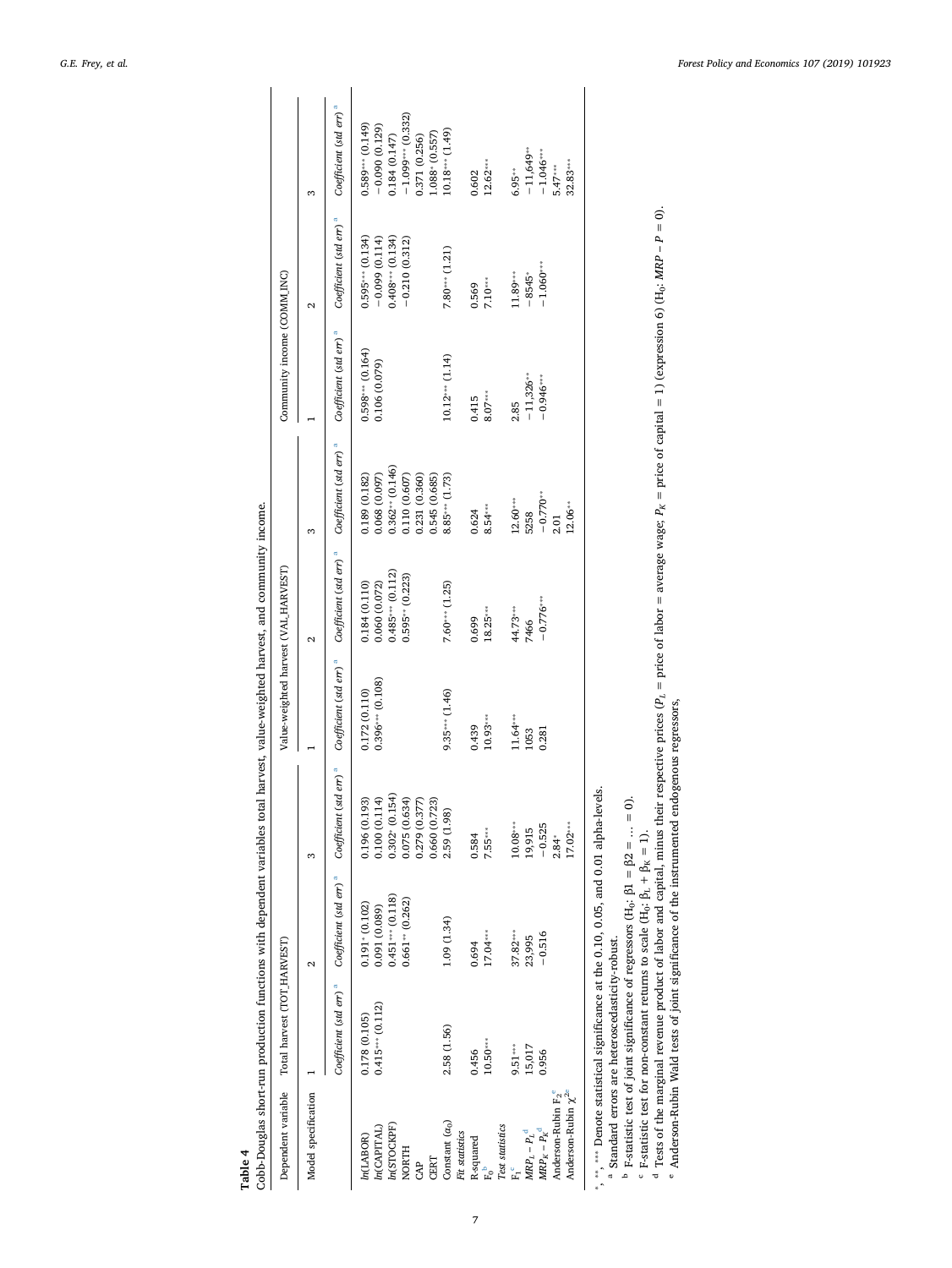Cobb-Douglas short-run production functions with dependent variables total harvest, value-weighted harvest, and community income. Cobb-Douglas short-run production functions with dependent variables total harvest, value-weighted harvest, and community income. **Table 4**

<span id="page-6-5"></span>

|                                            | Dependent variable Total harvest (TOT_HARVEST) |                                                                                                          |                 | Value-weighted harvest (VAL_HARVEST) |                                                                                                          |                     | Community income (COMM_INC)        |                                    |                                    |
|--------------------------------------------|------------------------------------------------|----------------------------------------------------------------------------------------------------------|-----------------|--------------------------------------|----------------------------------------------------------------------------------------------------------|---------------------|------------------------------------|------------------------------------|------------------------------------|
| Model specification                        |                                                | 2                                                                                                        | 3               |                                      | $\mathbf{\Omega}$                                                                                        | S                   |                                    | 2                                  | S                                  |
|                                            |                                                | Coefficient (std err) <sup>a</sup> Coefficient (std err) <sup>a</sup> Coefficient (std err) <sup>a</sup> |                 |                                      | Coefficient (std err) <sup>a</sup> Coefficient (std err) <sup>a</sup> Coefficient (std err) <sup>a</sup> |                     | Coefficient (std err) <sup>a</sup> | Coefficient (std err) <sup>a</sup> | Coefficient (std err) <sup>a</sup> |
| In(LABOR)                                  | 0.178 (0.105)                                  | $0.191 * (0.102)$                                                                                        | 0.196 (0.193)   | 0.172 (0.110)                        | 0.184 (0.110)                                                                                            | 0.189 (0.182)       | $0.598***$ (0.164)                 | $0.595***(0.134)$                  | $0.589***$ $(0.149)$               |
| tn(CAPITAL)                                | $0.415***$ $(0.112)$                           | 0.091(0.089)                                                                                             | 0.100(0.114)    | $0.396***$ (0.108)                   | 0.060 (0.072)                                                                                            | 0.068 (0.097)       | 0.106 (0.079)                      | $-0.099(0.114)$                    | $-0.090(0.129)$                    |
| h(STOCKPF)                                 |                                                | $0.451***$ (0.118)                                                                                       | $0.302*(0.154)$ |                                      | $0.485***$ (0.112)                                                                                       | $0.362**$ $(0.146)$ |                                    | $0.408***$ (0.134)                 | 0.184(0.147)                       |
| NORTH                                      |                                                | $0.661**$ (0.262)                                                                                        | 0.075(0.634)    |                                      | $0.595**$ $(0.223)$                                                                                      | 0.110 (0.607)       |                                    | $-0.210(0.312)$                    | $-1.099***$ (0.332)                |
| â                                          |                                                |                                                                                                          | 0.279 (0.37)    |                                      |                                                                                                          | 0.231 (0.360)       |                                    |                                    | 0.371 (0.256)                      |
| CERT                                       |                                                |                                                                                                          | 0.660(0.723)    |                                      |                                                                                                          | 0.545 (0.685)       |                                    |                                    | $.088*(0.557)$                     |
| Constant $(a_0)$                           | 2.58 (1.56)                                    | 1.09 (1.34)                                                                                              | 2.59 (1.98)     | $9.35***$ $(1.46)$                   | $7.60***$ (1.25)                                                                                         | $8.85***$ (1.73)    | $10.12***$ $(1.14)$                | $7.80***$ (1.21)                   | $(0.18***(1.49))$                  |
| Fit statistics                             |                                                |                                                                                                          |                 |                                      |                                                                                                          |                     |                                    |                                    |                                    |
| R-squared                                  | 0.456                                          | 0.694                                                                                                    | 0.584           | 0.439                                | 0.699                                                                                                    | 0.624               | 0.415                              | 0.569                              | 0.602                              |
|                                            | $10.50***$                                     | $17.04***$                                                                                               | $7.55***$       | $10.93***$                           | $18.25***$                                                                                               | $8.54***$           | $8.07***$                          | $7.10***$                          | $12.62***$                         |
| Test statistics                            |                                                |                                                                                                          |                 |                                      |                                                                                                          |                     |                                    |                                    |                                    |
|                                            | $9.51***$                                      | $37.82***$                                                                                               | $10.08***$      | $11.64***$                           | 44.73***                                                                                                 | $12.60***$          | 2.85                               | $1.89***$                          | $6.95***$                          |
| $MRP_L - P_L^d$                            | 15,017                                         | 23,995                                                                                                   | 19,915          | 1053                                 | 7466                                                                                                     | 5258                | $-11,326***$                       | $-8545$ <sup>*</sup>               | $-11,649***$                       |
| $MRP_K - P_K^d$                            | 0.956                                          | $-0.516$                                                                                                 | $-0.525$        | 0.281                                | $-0.776***$                                                                                              | $-0.770***$         | $-0.946***$                        | $-1.060***$                        | $-1.046***$                        |
| Anderson-Rubin F <sub>2</sub> <sup>e</sup> |                                                |                                                                                                          | $2.84*$         |                                      |                                                                                                          | 2.01                |                                    |                                    | $5.47***$                          |
| Anderson-Rubin $\chi^{2e}$                 |                                                |                                                                                                          | $17.02***$      |                                      |                                                                                                          | $12.06**$           |                                    |                                    | $32.83***$                         |
|                                            |                                                |                                                                                                          |                 |                                      |                                                                                                          |                     |                                    |                                    |                                    |

⁎ , ⁎⁎ , ⁎⁎⁎ Denote statistical significance at the 0.10, 0.05, and 0.01 alpha-levels.

Standard errors are heteroscedasticity-robust.

**P** F-statistic test of joint significance of regressors (H<sub>0</sub>:  $\beta$ 1 =  $\beta$ 2 = ... = 0).

F-statistic test for non-constant returns to scale  $(H_0: \beta_L + \beta_K = 1)$ .

abcde

<span id="page-6-4"></span><span id="page-6-3"></span><span id="page-6-2"></span><span id="page-6-1"></span><span id="page-6-0"></span><sup>4</sup> Tests of the marginal revenue product of labor and capital, minus their respective prices  $(P_L = \text{price of } \text{labor} = \text{average } \text{wage}, P_K = \text{price of } \text{cap} \text{ital} = 1)$  (expression 6) (H<sub>0</sub>: *MRP* – *P* = 0).

Anderson-Rubin Wald tests of joint significance of the instrumented endogenous regressors,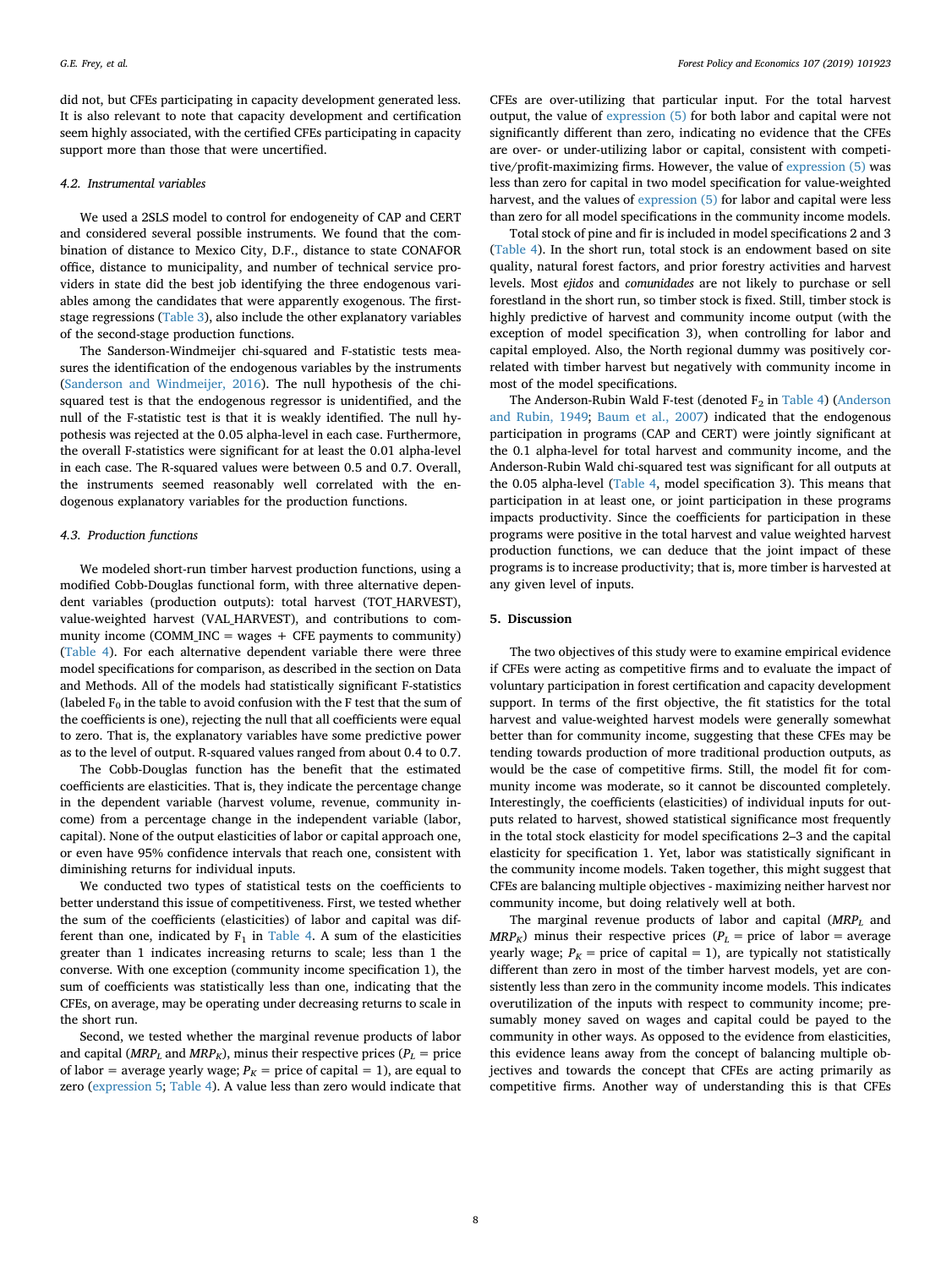did not, but CFEs participating in capacity development generated less. It is also relevant to note that capacity development and certification seem highly associated, with the certified CFEs participating in capacity support more than those that were uncertified.

#### *4.2. Instrumental variables*

We used a 2SLS model to control for endogeneity of CAP and CERT and considered several possible instruments. We found that the combination of distance to Mexico City, D.F., distance to state CONAFOR office, distance to municipality, and number of technical service providers in state did the best job identifying the three endogenous variables among the candidates that were apparently exogenous. The firststage regressions ([Table 3\)](#page-5-8), also include the other explanatory variables of the second-stage production functions.

The Sanderson-Windmeijer chi-squared and F-statistic tests measures the identification of the endogenous variables by the instruments ([Sanderson and Windmeijer, 2016](#page-10-28)). The null hypothesis of the chisquared test is that the endogenous regressor is unidentified, and the null of the F-statistic test is that it is weakly identified. The null hypothesis was rejected at the 0.05 alpha-level in each case. Furthermore, the overall F-statistics were significant for at least the 0.01 alpha-level in each case. The R-squared values were between 0.5 and 0.7. Overall, the instruments seemed reasonably well correlated with the endogenous explanatory variables for the production functions.

#### *4.3. Production functions*

We modeled short-run timber harvest production functions, using a modified Cobb-Douglas functional form, with three alternative dependent variables (production outputs): total harvest (TOT\_HARVEST), value-weighted harvest (VAL\_HARVEST), and contributions to community income  $(COMMუING = wages + CFE$  payments to community) ([Table 4](#page-6-5)). For each alternative dependent variable there were three model specifications for comparison, as described in the section on Data and Methods. All of the models had statistically significant F-statistics (labeled  $F_0$  in the table to avoid confusion with the F test that the sum of the coefficients is one), rejecting the null that all coefficients were equal to zero. That is, the explanatory variables have some predictive power as to the level of output. R-squared values ranged from about 0.4 to 0.7.

The Cobb-Douglas function has the benefit that the estimated coefficients are elasticities. That is, they indicate the percentage change in the dependent variable (harvest volume, revenue, community income) from a percentage change in the independent variable (labor, capital). None of the output elasticities of labor or capital approach one, or even have 95% confidence intervals that reach one, consistent with diminishing returns for individual inputs.

We conducted two types of statistical tests on the coefficients to better understand this issue of competitiveness. First, we tested whether the sum of the coefficients (elasticities) of labor and capital was different than one, indicated by  $F_1$  in [Table 4](#page-6-5). A sum of the elasticities greater than 1 indicates increasing returns to scale; less than 1 the converse. With one exception (community income specification 1), the sum of coefficients was statistically less than one, indicating that the CFEs, on average, may be operating under decreasing returns to scale in the short run.

Second, we tested whether the marginal revenue products of labor and capital ( $MRP<sub>L</sub>$  and  $MRP<sub>K</sub>$ ), minus their respective prices ( $P<sub>L</sub>$  = price of labor = average yearly wage;  $P_K$  = price of capital = 1), are equal to zero ([expression 5;](#page-4-2) [Table 4\)](#page-6-5). A value less than zero would indicate that

CFEs are over-utilizing that particular input. For the total harvest output, the value of [expression \(5\)](#page-4-2) for both labor and capital were not significantly different than zero, indicating no evidence that the CFEs are over- or under-utilizing labor or capital, consistent with competitive/profit-maximizing firms. However, the value of [expression \(5\)](#page-4-2) was less than zero for capital in two model specification for value-weighted harvest, and the values of [expression \(5\)](#page-4-2) for labor and capital were less than zero for all model specifications in the community income models.

Total stock of pine and fir is included in model specifications 2 and 3 ([Table 4](#page-6-5)). In the short run, total stock is an endowment based on site quality, natural forest factors, and prior forestry activities and harvest levels. Most *ejidos* and *comunidades* are not likely to purchase or sell forestland in the short run, so timber stock is fixed. Still, timber stock is highly predictive of harvest and community income output (with the exception of model specification 3), when controlling for labor and capital employed. Also, the North regional dummy was positively correlated with timber harvest but negatively with community income in most of the model specifications.

The Anderson-Rubin Wald F-test (denoted  $F_2$  in [Table 4\)](#page-6-5) [\(Anderson](#page-9-19) [and Rubin, 1949](#page-9-19); [Baum et al., 2007](#page-9-17)) indicated that the endogenous participation in programs (CAP and CERT) were jointly significant at the 0.1 alpha-level for total harvest and community income, and the Anderson-Rubin Wald chi-squared test was significant for all outputs at the 0.05 alpha-level ([Table 4,](#page-6-5) model specification 3). This means that participation in at least one, or joint participation in these programs impacts productivity. Since the coefficients for participation in these programs were positive in the total harvest and value weighted harvest production functions, we can deduce that the joint impact of these programs is to increase productivity; that is, more timber is harvested at any given level of inputs.

#### **5. Discussion**

The two objectives of this study were to examine empirical evidence if CFEs were acting as competitive firms and to evaluate the impact of voluntary participation in forest certification and capacity development support. In terms of the first objective, the fit statistics for the total harvest and value-weighted harvest models were generally somewhat better than for community income, suggesting that these CFEs may be tending towards production of more traditional production outputs, as would be the case of competitive firms. Still, the model fit for community income was moderate, so it cannot be discounted completely. Interestingly, the coefficients (elasticities) of individual inputs for outputs related to harvest, showed statistical significance most frequently in the total stock elasticity for model specifications 2–3 and the capital elasticity for specification 1. Yet, labor was statistically significant in the community income models. Taken together, this might suggest that CFEs are balancing multiple objectives - maximizing neither harvest nor community income, but doing relatively well at both.

The marginal revenue products of labor and capital (*MRPL* and  $MRP_K$ ) minus their respective prices ( $P_L$  = price of labor = average yearly wage;  $P_K$  = price of capital = 1), are typically not statistically different than zero in most of the timber harvest models, yet are consistently less than zero in the community income models. This indicates overutilization of the inputs with respect to community income; presumably money saved on wages and capital could be payed to the community in other ways. As opposed to the evidence from elasticities, this evidence leans away from the concept of balancing multiple objectives and towards the concept that CFEs are acting primarily as competitive firms. Another way of understanding this is that CFEs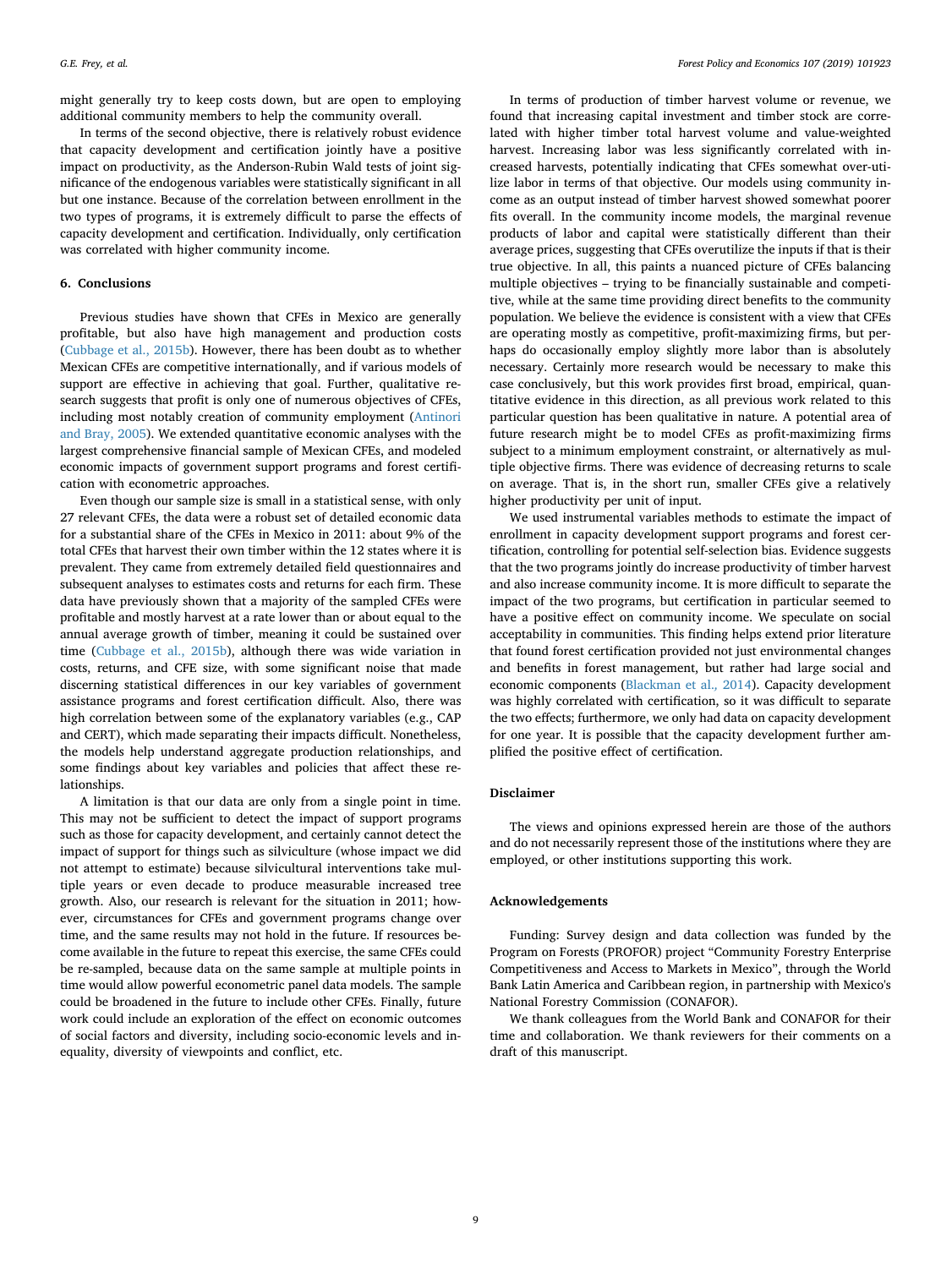might generally try to keep costs down, but are open to employing additional community members to help the community overall.

In terms of the second objective, there is relatively robust evidence that capacity development and certification jointly have a positive impact on productivity, as the Anderson-Rubin Wald tests of joint significance of the endogenous variables were statistically significant in all but one instance. Because of the correlation between enrollment in the two types of programs, it is extremely difficult to parse the effects of capacity development and certification. Individually, only certification was correlated with higher community income.

#### **6. Conclusions**

Previous studies have shown that CFEs in Mexico are generally profitable, but also have high management and production costs ([Cubbage et al., 2015b\)](#page-10-5). However, there has been doubt as to whether Mexican CFEs are competitive internationally, and if various models of support are effective in achieving that goal. Further, qualitative research suggests that profit is only one of numerous objectives of CFEs, including most notably creation of community employment [\(Antinori](#page-9-1) [and Bray, 2005\)](#page-9-1). We extended quantitative economic analyses with the largest comprehensive financial sample of Mexican CFEs, and modeled economic impacts of government support programs and forest certification with econometric approaches.

Even though our sample size is small in a statistical sense, with only 27 relevant CFEs, the data were a robust set of detailed economic data for a substantial share of the CFEs in Mexico in 2011: about 9% of the total CFEs that harvest their own timber within the 12 states where it is prevalent. They came from extremely detailed field questionnaires and subsequent analyses to estimates costs and returns for each firm. These data have previously shown that a majority of the sampled CFEs were profitable and mostly harvest at a rate lower than or about equal to the annual average growth of timber, meaning it could be sustained over time [\(Cubbage et al., 2015b\)](#page-10-5), although there was wide variation in costs, returns, and CFE size, with some significant noise that made discerning statistical differences in our key variables of government assistance programs and forest certification difficult. Also, there was high correlation between some of the explanatory variables (e.g., CAP and CERT), which made separating their impacts difficult. Nonetheless, the models help understand aggregate production relationships, and some findings about key variables and policies that affect these relationships.

A limitation is that our data are only from a single point in time. This may not be sufficient to detect the impact of support programs such as those for capacity development, and certainly cannot detect the impact of support for things such as silviculture (whose impact we did not attempt to estimate) because silvicultural interventions take multiple years or even decade to produce measurable increased tree growth. Also, our research is relevant for the situation in 2011; however, circumstances for CFEs and government programs change over time, and the same results may not hold in the future. If resources become available in the future to repeat this exercise, the same CFEs could be re-sampled, because data on the same sample at multiple points in time would allow powerful econometric panel data models. The sample could be broadened in the future to include other CFEs. Finally, future work could include an exploration of the effect on economic outcomes of social factors and diversity, including socio-economic levels and inequality, diversity of viewpoints and conflict, etc.

In terms of production of timber harvest volume or revenue, we found that increasing capital investment and timber stock are correlated with higher timber total harvest volume and value-weighted harvest. Increasing labor was less significantly correlated with increased harvests, potentially indicating that CFEs somewhat over-utilize labor in terms of that objective. Our models using community income as an output instead of timber harvest showed somewhat poorer fits overall. In the community income models, the marginal revenue products of labor and capital were statistically different than their average prices, suggesting that CFEs overutilize the inputs if that is their true objective. In all, this paints a nuanced picture of CFEs balancing multiple objectives – trying to be financially sustainable and competitive, while at the same time providing direct benefits to the community population. We believe the evidence is consistent with a view that CFEs are operating mostly as competitive, profit-maximizing firms, but perhaps do occasionally employ slightly more labor than is absolutely necessary. Certainly more research would be necessary to make this case conclusively, but this work provides first broad, empirical, quantitative evidence in this direction, as all previous work related to this particular question has been qualitative in nature. A potential area of future research might be to model CFEs as profit-maximizing firms subject to a minimum employment constraint, or alternatively as multiple objective firms. There was evidence of decreasing returns to scale on average. That is, in the short run, smaller CFEs give a relatively higher productivity per unit of input.

We used instrumental variables methods to estimate the impact of enrollment in capacity development support programs and forest certification, controlling for potential self-selection bias. Evidence suggests that the two programs jointly do increase productivity of timber harvest and also increase community income. It is more difficult to separate the impact of the two programs, but certification in particular seemed to have a positive effect on community income. We speculate on social acceptability in communities. This finding helps extend prior literature that found forest certification provided not just environmental changes and benefits in forest management, but rather had large social and economic components ([Blackman et al.](#page-9-4)*,* 2014). Capacity development was highly correlated with certification, so it was difficult to separate the two effects; furthermore, we only had data on capacity development for one year. It is possible that the capacity development further amplified the positive effect of certification.

## **Disclaimer**

The views and opinions expressed herein are those of the authors and do not necessarily represent those of the institutions where they are employed, or other institutions supporting this work.

#### **Acknowledgements**

Funding: Survey design and data collection was funded by the Program on Forests (PROFOR) project "Community Forestry Enterprise Competitiveness and Access to Markets in Mexico", through the World Bank Latin America and Caribbean region, in partnership with Mexico's National Forestry Commission (CONAFOR).

We thank colleagues from the World Bank and CONAFOR for their time and collaboration. We thank reviewers for their comments on a draft of this manuscript.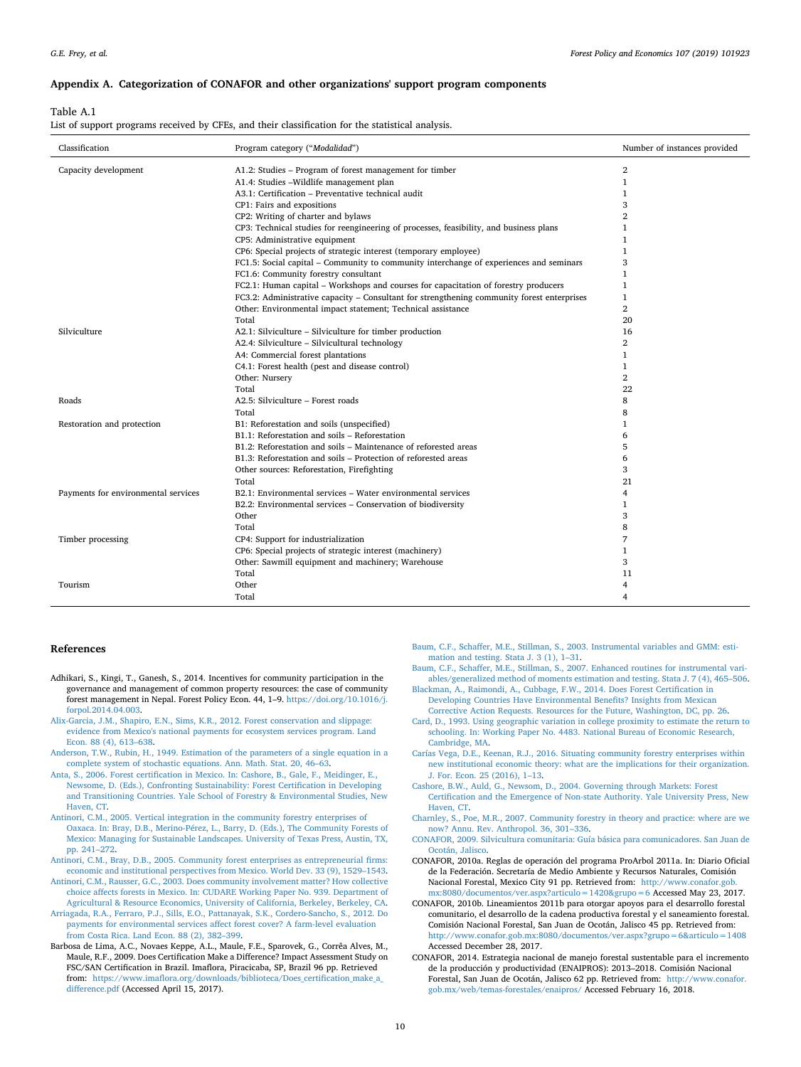# **Appendix A. Categorization of CONAFOR and other organizations' support program components**

#### Table A.1

List of support programs received by CFEs, and their classification for the statistical analysis.

| Classification                      | Program category ("Modalidad")                                                             | Number of instances provided |
|-------------------------------------|--------------------------------------------------------------------------------------------|------------------------------|
| Capacity development                | A1.2: Studies - Program of forest management for timber                                    | $\mathbf{2}$                 |
|                                     | A1.4: Studies -Wildlife management plan                                                    | 1                            |
|                                     | A3.1: Certification - Preventative technical audit                                         | $\mathbf{1}$                 |
|                                     | CP1: Fairs and expositions                                                                 | 3                            |
|                                     | CP2: Writing of charter and bylaws                                                         | 2                            |
|                                     | CP3: Technical studies for reengineering of processes, feasibility, and business plans     | $\mathbf{1}$                 |
|                                     | CP5: Administrative equipment                                                              | 1                            |
|                                     | CP6: Special projects of strategic interest (temporary employee)                           | 1                            |
|                                     | FC1.5: Social capital – Community to community interchange of experiences and seminars     | 3                            |
|                                     | FC1.6: Community forestry consultant                                                       | 1                            |
|                                     | FC2.1: Human capital – Workshops and courses for capacitation of forestry producers        | $\mathbf{1}$                 |
|                                     | FC3.2: Administrative capacity – Consultant for strengthening community forest enterprises | $\mathbf{1}$                 |
|                                     | Other: Environmental impact statement; Technical assistance                                | $\mathbf{2}$                 |
|                                     | Total                                                                                      | 20                           |
| Silviculture                        | A2.1: Silviculture - Silviculture for timber production                                    | 16                           |
|                                     | A2.4: Silviculture - Silvicultural technology                                              | $\overline{2}$               |
|                                     | A4: Commercial forest plantations                                                          | $\mathbf{1}$                 |
|                                     | C4.1: Forest health (pest and disease control)                                             | $\mathbf{1}$                 |
|                                     | Other: Nursery                                                                             | $\overline{2}$               |
|                                     | Total                                                                                      | 22                           |
| Roads                               | A2.5: Silviculture - Forest roads                                                          | 8                            |
|                                     | Total                                                                                      | 8                            |
| Restoration and protection          | B1: Reforestation and soils (unspecified)                                                  | 1                            |
|                                     | B1.1: Reforestation and soils - Reforestation                                              | 6                            |
|                                     | B1.2: Reforestation and soils – Maintenance of reforested areas                            | 5                            |
|                                     | B1.3: Reforestation and soils - Protection of reforested areas                             | 6                            |
|                                     | Other sources: Reforestation, Firefighting                                                 | 3                            |
|                                     | Total                                                                                      | 21                           |
| Payments for environmental services | B2.1: Environmental services - Water environmental services                                | 4                            |
|                                     | B2.2: Environmental services - Conservation of biodiversity                                | 1                            |
|                                     | Other                                                                                      | 3                            |
|                                     | Total                                                                                      | 8                            |
| Timber processing                   | CP4: Support for industrialization                                                         | 7                            |
|                                     | CP6: Special projects of strategic interest (machinery)                                    | $\mathbf{1}$                 |
|                                     | Other: Sawmill equipment and machinery; Warehouse                                          | 3                            |
|                                     | Total                                                                                      | 11                           |
| Tourism                             | Other                                                                                      | 4                            |
|                                     | Total                                                                                      | 4                            |

#### **References**

- <span id="page-9-11"></span>Adhikari, S., Kingi, T., Ganesh, S., 2014. Incentives for community participation in the governance and management of common property resources: the case of community forest management in Nepal. Forest Policy Econ. 44, 1–9. [https://doi.org/10.1016/j.](https://doi.org/10.1016/j.forpol.2014.04.003) [forpol.2014.04.003](https://doi.org/10.1016/j.forpol.2014.04.003).
- <span id="page-9-9"></span>[Alix-Garcia, J.M., Shapiro, E.N., Sims, K.R., 2012. Forest conservation and slippage:](http://refhub.elsevier.com/S1389-9341(19)30281-3/rf0010) [evidence from Mexico's national payments for ecosystem services program. Land](http://refhub.elsevier.com/S1389-9341(19)30281-3/rf0010) [Econ. 88 \(4\), 613–638.](http://refhub.elsevier.com/S1389-9341(19)30281-3/rf0010)
- <span id="page-9-19"></span>[Anderson, T.W., Rubin, H., 1949. Estimation of the parameters of a single equation in a](http://refhub.elsevier.com/S1389-9341(19)30281-3/rf0015) [complete system of stochastic equations. Ann. Math. Stat. 20, 46–63.](http://refhub.elsevier.com/S1389-9341(19)30281-3/rf0015)
- <span id="page-9-13"></span>[Anta, S., 2006. Forest certification in Mexico. In: Cashore, B., Gale, F., Meidinger, E.,](http://refhub.elsevier.com/S1389-9341(19)30281-3/rf0020) [Newsome, D. \(Eds.\), Confronting Sustainability: Forest Certification in Developing](http://refhub.elsevier.com/S1389-9341(19)30281-3/rf0020) [and Transitioning Countries. Yale School of Forestry & Environmental Studies, New](http://refhub.elsevier.com/S1389-9341(19)30281-3/rf0020) [Haven, CT](http://refhub.elsevier.com/S1389-9341(19)30281-3/rf0020).
- <span id="page-9-5"></span>[Antinori, C.M., 2005. Vertical integration in the community forestry enterprises of](http://refhub.elsevier.com/S1389-9341(19)30281-3/rf0025) [Oaxaca. In: Bray, D.B., Merino-Pérez, L., Barry, D. \(Eds.\), The Community Forests of](http://refhub.elsevier.com/S1389-9341(19)30281-3/rf0025) [Mexico: Managing for Sustainable Landscapes. University of Texas Press, Austin, TX,](http://refhub.elsevier.com/S1389-9341(19)30281-3/rf0025) [pp. 241–272](http://refhub.elsevier.com/S1389-9341(19)30281-3/rf0025).
- <span id="page-9-1"></span>[Antinori, C.M., Bray, D.B., 2005. Community forest enterprises as entrepreneurial firms:](http://refhub.elsevier.com/S1389-9341(19)30281-3/rf0030) [economic and institutional perspectives from Mexico. World Dev. 33 \(9\), 1529–1543.](http://refhub.elsevier.com/S1389-9341(19)30281-3/rf0030)
- <span id="page-9-0"></span>[Antinori, C.M., Rausser, G.C., 2003. Does community involvement matter? How collective](http://refhub.elsevier.com/S1389-9341(19)30281-3/rf0035) [choice affects forests in Mexico. In: CUDARE Working Paper No. 939. Department of](http://refhub.elsevier.com/S1389-9341(19)30281-3/rf0035) [Agricultural & Resource Economics, University of California, Berkeley, Berkeley, CA.](http://refhub.elsevier.com/S1389-9341(19)30281-3/rf0035)
- <span id="page-9-10"></span>[Arriagada, R.A., Ferraro, P.J., Sills, E.O., Pattanayak, S.K., Cordero-Sancho, S., 2012. Do](http://refhub.elsevier.com/S1389-9341(19)30281-3/rf0040) [payments for environmental services affect forest cover? A farm-level evaluation](http://refhub.elsevier.com/S1389-9341(19)30281-3/rf0040) [from Costa Rica. Land Econ. 88 \(2\), 382–399.](http://refhub.elsevier.com/S1389-9341(19)30281-3/rf0040)
- <span id="page-9-15"></span>Barbosa de Lima, A.C., Novaes Keppe, A.L., Maule, F.E., Sparovek, G., Corrêa Alves, M., Maule, R.F., 2009. Does Certification Make a Difference? Impact Assessment Study on FSC/SAN Certification in Brazil. Imaflora, Piracicaba, SP, Brazil 96 pp. Retrieved from: [https://www.imaflora.org/downloads/biblioteca/Does\\_certification\\_make\\_a\\_](https://www.imaflora.org/downloads/biblioteca/Does_certification_make_a_difference.pdf) [difference.pdf](https://www.imaflora.org/downloads/biblioteca/Does_certification_make_a_difference.pdf) (Accessed April 15, 2017).

<span id="page-9-16"></span>[Baum, C.F., Schaffer, M.E., Stillman, S., 2003. Instrumental variables and GMM: esti](http://refhub.elsevier.com/S1389-9341(19)30281-3/rf0050)[mation and testing. Stata J. 3 \(1\), 1–31](http://refhub.elsevier.com/S1389-9341(19)30281-3/rf0050).

<span id="page-9-17"></span>[Baum, C.F., Schaffer, M.E., Stillman, S., 2007. Enhanced routines for instrumental vari](http://refhub.elsevier.com/S1389-9341(19)30281-3/rf0055)[ables/generalized method of moments estimation and testing. Stata J. 7 \(4\), 465–506.](http://refhub.elsevier.com/S1389-9341(19)30281-3/rf0055)

- <span id="page-9-14"></span>[Blackman, A., Raimondi, A., Cubbage, F.W., 2014. Does Forest Certification in](http://refhub.elsevier.com/S1389-9341(19)30281-3/rf0060) [Developing Countries Have Environmental Benefits? Insights from Mexican](http://refhub.elsevier.com/S1389-9341(19)30281-3/rf0060) [Corrective Action Requests. Resources for the Future, Washington, DC, pp. 26.](http://refhub.elsevier.com/S1389-9341(19)30281-3/rf0060)
- <span id="page-9-18"></span>[Card, D., 1993. Using geographic variation in college proximity to estimate the return to](http://refhub.elsevier.com/S1389-9341(19)30281-3/rf0065) [schooling. In: Working Paper No. 4483. National Bureau of Economic Research,](http://refhub.elsevier.com/S1389-9341(19)30281-3/rf0065) [Cambridge, MA](http://refhub.elsevier.com/S1389-9341(19)30281-3/rf0065).
- <span id="page-9-2"></span>[Carías Vega, D.E., Keenan, R.J., 2016. Situating community forestry enterprises within](http://refhub.elsevier.com/S1389-9341(19)30281-3/rf0070) [new institutional economic theory: what are the implications for their organization.](http://refhub.elsevier.com/S1389-9341(19)30281-3/rf0070) [J. For. Econ. 25 \(2016\), 1–13.](http://refhub.elsevier.com/S1389-9341(19)30281-3/rf0070)
- <span id="page-9-12"></span>[Cashore, B.W., Auld, G., Newsom, D., 2004. Governing through Markets: Forest](http://refhub.elsevier.com/S1389-9341(19)30281-3/rf0075) [Certification and the Emergence of Non-state Authority. Yale University Press, New](http://refhub.elsevier.com/S1389-9341(19)30281-3/rf0075) [Haven, CT](http://refhub.elsevier.com/S1389-9341(19)30281-3/rf0075).
- <span id="page-9-3"></span>[Charnley, S., Poe, M.R., 2007. Community forestry in theory and practice: where are we](http://refhub.elsevier.com/S1389-9341(19)30281-3/rf0080) [now? Annu. Rev. Anthropol. 36, 301–336.](http://refhub.elsevier.com/S1389-9341(19)30281-3/rf0080)
- <span id="page-9-6"></span>[CONAFOR, 2009. Silvicultura comunitaria: Guía básica para comunicadores. San Juan de](http://refhub.elsevier.com/S1389-9341(19)30281-3/rf0085) [Ocotán, Jalisco.](http://refhub.elsevier.com/S1389-9341(19)30281-3/rf0085)
- <span id="page-9-7"></span>CONAFOR, 2010a. Reglas de operación del programa ProArbol 2011a. In: Diario Oficial de la Federación. Secretaría de Medio Ambiente y Recursos Naturales, Comisión Nacional Forestal, Mexico City 91 pp. Retrieved from: [http://www.conafor.gob.](http://www.conafor.gob.mx:8080/documentos/ver.aspx?articulo=1420&grupo=6) [mx:8080/documentos/ver.aspx?articulo=1420&grupo=6](http://www.conafor.gob.mx:8080/documentos/ver.aspx?articulo=1420&grupo=6) Accessed May 23, 2017.
- <span id="page-9-8"></span>CONAFOR, 2010b. Lineamientos 2011b para otorgar apoyos para el desarrollo forestal comunitario, el desarrollo de la cadena productiva forestal y el saneamiento forestal. Comisión Nacional Forestal, San Juan de Ocotán, Jalisco 45 pp. Retrieved from: <http://www.conafor.gob.mx:8080/documentos/ver.aspx?grupo=6&articulo=1408> Accessed December 28, 2017.
- <span id="page-9-4"></span>CONAFOR, 2014. Estrategia nacional de manejo forestal sustentable para el incremento de la producción y productividad (ENAIPROS): 2013–2018. Comisión Nacional Forestal, San Juan de Ocotán, Jalisco 62 pp. Retrieved from: [http://www.conafor.](http://www.conafor.gob.mx/web/temas-forestales/enaipros/) [gob.mx/web/temas-forestales/enaipros/](http://www.conafor.gob.mx/web/temas-forestales/enaipros/) Accessed February 16, 2018.